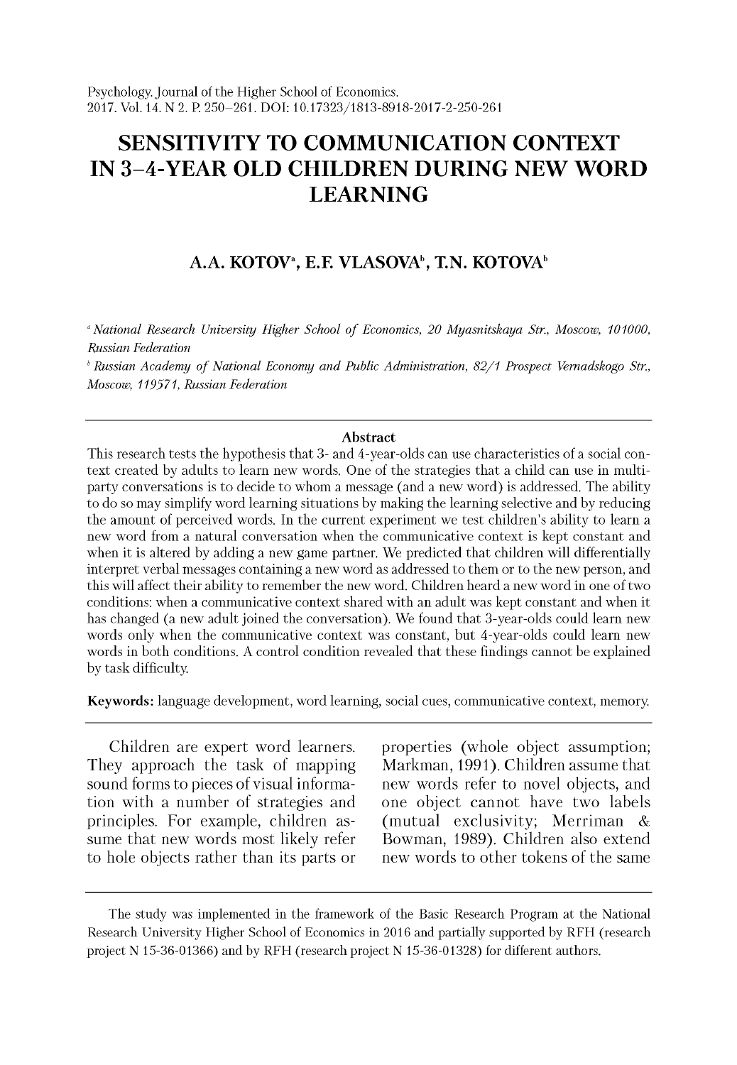Psychology. Journal of the Higher School of Economics.
2017. Vol. 14. N 2. P. 250–261. DOI: 10.17323/1813-8918-2017-2-250-261

# SENSITIVITY TO COMMUNICATION CONTEXT IN 3–4-YEAR OLD CHILDREN DURING NEW WORD LEARNING

### A.A. KOTOV[a], E.F. VLASOVA[b], T.N. KOTOVA[b]

[a] *National Research University Higher School of Economics, 20 Myasnitskaya Str., Moscow, 101000, Russian Federation*

[b] *Russian Academy of National Economy and Public Administration, 82/1 Prospect Vernadskogo Str., Moscow, 119571, Russian Federation*

**Abstract**

This research tests the hypothesis that 3- and 4-year-olds can use characteristics of a social context created by adults to learn new words. One of the strategies that a child can use in multi-party conversations is to decide to whom a message (and a new word) is addressed. The ability to do so may simplify word learning situations by making the learning selective and by reducing the amount of perceived words. In the current experiment we test children's ability to learn a new word from a natural conversation when the communicative context is kept constant and when it is altered by adding a new game partner. We predicted that children will differentially interpret verbal messages containing a new word as addressed to them or to the new person, and this will affect their ability to remember the new word. Children heard a new word in one of two conditions: when a communicative context shared with an adult was kept constant and when it has changed (a new adult joined the conversation). We found that 3-year-olds could learn new words only when the communicative context was constant, but 4-year-olds could learn new words in both conditions. A control condition revealed that these findings cannot be explained by task difficulty.

**Keywords:** language development, word learning, social cues, communicative context, memory.

Children are expert word learners. They approach the task of mapping sound forms to pieces of visual information with a number of strategies and principles. For example, children assume that new words most likely refer to hole objects rather than its parts or properties (whole object assumption; Markman, 1991). Children assume that new words refer to novel objects, and one object cannot have two labels (mutual exclusivity; Merriman & Bowman, 1989). Children also extend new words to other tokens of the same

The study was implemented in the framework of the Basic Research Program at the National Research University Higher School of Economics in 2016 and partially supported by RFH (research project N 15-36-01366) and by RFH (research project N 15-36-01328) for different authors.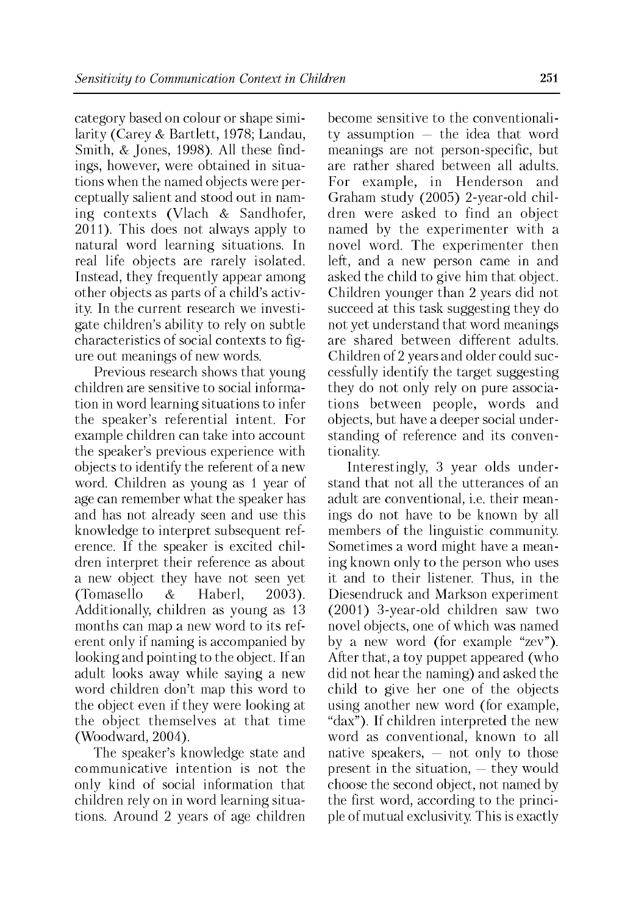category based on colour or shape similarity (Carey & Bartlett, 1978; Landau, Smith, & Jones, 1998). All these findings, however, were obtained in situations when the named objects were perceptually salient and stood out in naming contexts (Vlach & Sandhofer, 2011). This does not always apply to natural word learning situations. In real life objects are rarely isolated. Instead, they frequently appear among other objects as parts of a child's activity. In the current research we investigate children's ability to rely on subtle characteristics of social contexts to figure out meanings of new words.

Previous research shows that young children are sensitive to social information in word learning situations to infer the speaker's referential intent. For example children can take into account the speaker's previous experience with objects to identify the referent of a new word. Children as young as 1 year of age can remember what the speaker has and has not already seen and use this knowledge to interpret subsequent reference. If the speaker is excited children interpret their reference as about a new object they have not seen yet (Tomasello & Haberl, 2003). Additionally, children as young as 13 months can map a new word to its referent only if naming is accompanied by looking and pointing to the object. If an adult looks away while saying a new word children don't map this word to the object even if they were looking at the object themselves at that time (Woodward, 2004).

The speaker's knowledge state and communicative intention is not the only kind of social information that children rely on in word learning situations. Around 2 years of age children become sensitive to the conventionality assumption – the idea that word meanings are not person-specific, but are rather shared between all adults. For example, in Henderson and Graham study (2005) 2-year-old children were asked to find an object named by the experimenter with a novel word. The experimenter then left, and a new person came in and asked the child to give him that object. Children younger than 2 years did not succeed at this task suggesting they do not yet understand that word meanings are shared between different adults. Children of 2 years and older could successfully identify the target suggesting they do not only rely on pure associations between people, words and objects, but have a deeper social understanding of reference and its conventionality.

Interestingly, 3 year olds understand that not all the utterances of an adult are conventional, i.e. their meanings do not have to be known by all members of the linguistic community. Sometimes a word might have a meaning known only to the person who uses it and to their listener. Thus, in the Diesendruck and Markson experiment (2001) 3-year-old children saw two novel objects, one of which was named by a new word (for example "zev"). After that, a toy puppet appeared (who did not hear the naming) and asked the child to give her one of the objects using another new word (for example, "dax"). If children interpreted the new word as conventional, known to all native speakers, – not only to those present in the situation, – they would choose the second object, not named by the first word, according to the principle of mutual exclusivity. This is exactly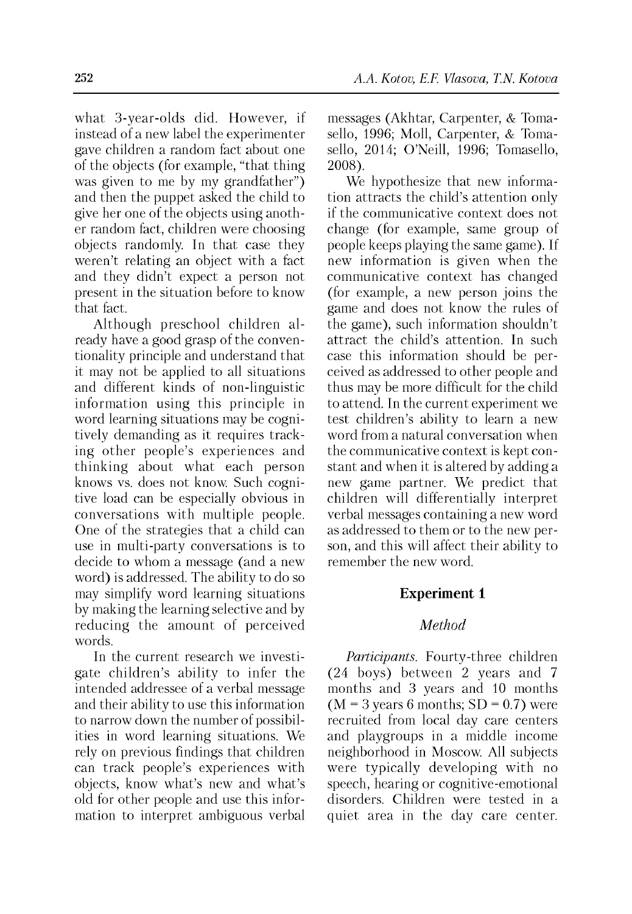what 3-year-olds did. However, if instead of a new label the experimenter gave children a random fact about one of the objects (for example, "that thing was given to me by my grandfather") and then the puppet asked the child to give her one of the objects using another random fact, children were choosing objects randomly. In that case they weren't relating an object with a fact and they didn't expect a person not present in the situation before to know that fact.

Although preschool children already have a good grasp of the conventionality principle and understand that it may not be applied to all situations and different kinds of non-linguistic information using this principle in word learning situations may be cognitively demanding as it requires tracking other people's experiences and thinking about what each person knows vs. does not know. Such cognitive load can be especially obvious in conversations with multiple people. One of the strategies that a child can use in multi-party conversations is to decide to whom a message (and a new word) is addressed. The ability to do so may simplify word learning situations by making the learning selective and by reducing the amount of perceived words.

In the current research we investigate children's ability to infer the intended addressee of a verbal message and their ability to use this information to narrow down the number of possibilities in word learning situations. We rely on previous findings that children can track people's experiences with objects, know what's new and what's old for other people and use this information to interpret ambiguous verbal messages (Akhtar, Carpenter, & Tomasello, 1996; Moll, Carpenter, & Tomasello, 2014; O'Neill, 1996; Tomasello, 2008).

We hypothesize that new information attracts the child's attention only if the communicative context does not change (for example, same group of people keeps playing the same game). If new information is given when the communicative context has changed (for example, a new person joins the game and does not know the rules of the game), such information shouldn't attract the child's attention. In such case this information should be perceived as addressed to other people and thus may be more difficult for the child to attend. In the current experiment we test children's ability to learn a new word from a natural conversation when the communicative context is kept constant and when it is altered by adding a new game partner. We predict that children will differentially interpret verbal messages containing a new word as addressed to them or to the new person, and this will affect their ability to remember the new word.

## Experiment 1

### *Method*

*Participants.* Fourty-three children (24 boys) between 2 years and 7 months and 3 years and 10 months (M = 3 years 6 months; SD = 0.7) were recruited from local day care centers and playgroups in a middle income neighborhood in Moscow. All subjects were typically developing with no speech, hearing or cognitive-emotional disorders. Children were tested in a quiet area in the day care center.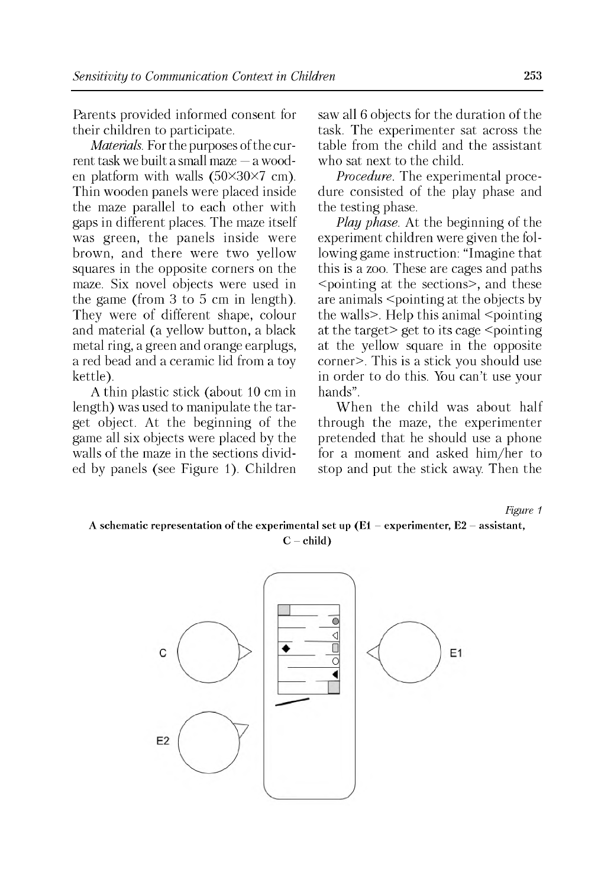Parents provided informed consent for their children to participate.

*Materials*. For the purposes of the current task we built a small maze — a wooden platform with walls (50×30×7 cm). Thin wooden panels were placed inside the maze parallel to each other with gaps in different places. The maze itself was green, the panels inside were brown, and there were two yellow squares in the opposite corners on the maze. Six novel objects were used in the game (from 3 to 5 cm in length). They were of different shape, colour and material (a yellow button, a black metal ring, a green and orange earplugs, a red bead and a ceramic lid from a toy kettle).

A thin plastic stick (about 10 cm in length) was used to manipulate the target object. At the beginning of the game all six objects were placed by the walls of the maze in the sections divided by panels (see Figure 1). Children saw all 6 objects for the duration of the task. The experimenter sat across the table from the child and the assistant who sat next to the child.

*Procedure*. The experimental procedure consisted of the play phase and the testing phase.

*Play phase*. At the beginning of the experiment children were given the following game instruction: "Imagine that this is a zoo. These are cages and paths <pointing at the sections>, and these are animals <pointing at the objects by the walls>. Help this animal <pointing at the target> get to its cage <pointing at the yellow square in the opposite corner>. This is a stick you should use in order to do this. You can't use your hands".

When the child was about half through the maze, the experimenter pretended that he should use a phone for a moment and asked him/her to stop and put the stick away. Then the

*Figure 1*

**A schematic representation of the experimental set up (E1 – experimenter, E2 – assistant, C – child)**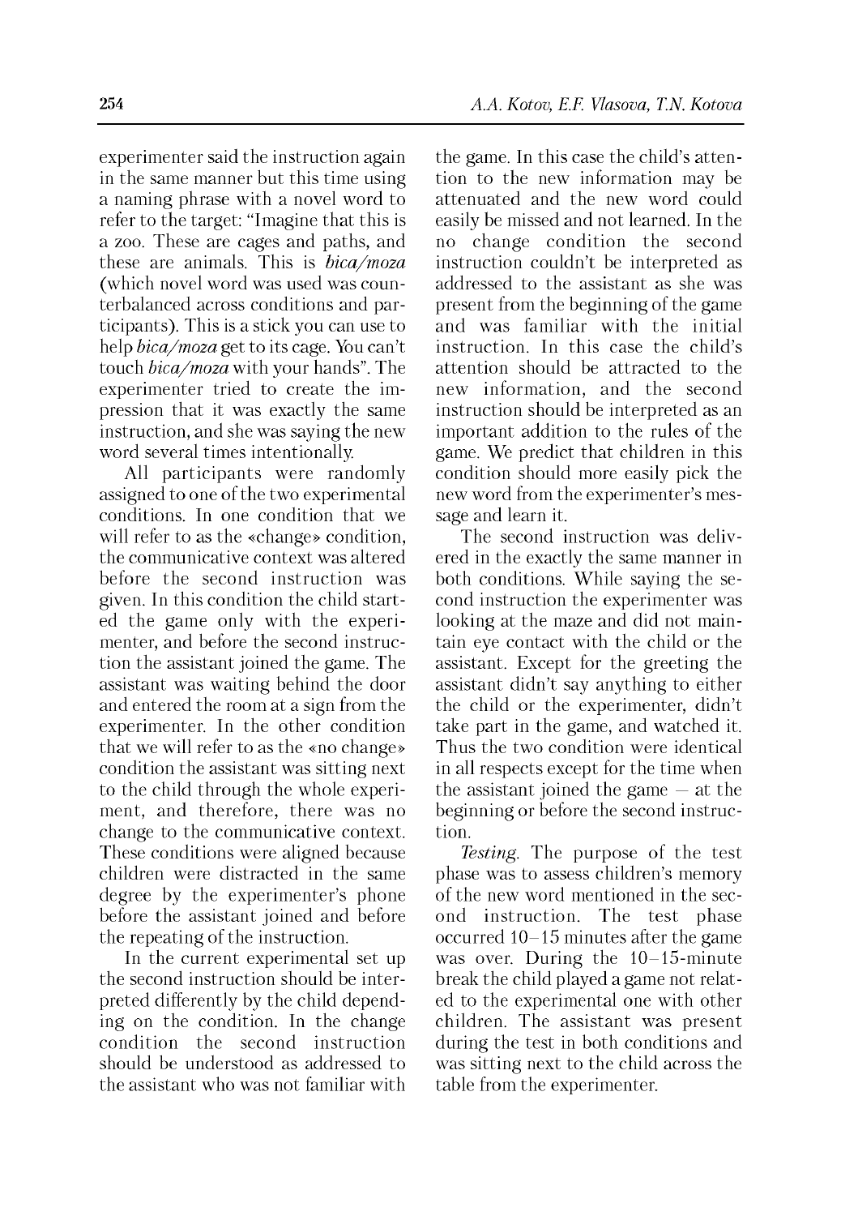experimenter said the instruction again in the same manner but this time using a naming phrase with a novel word to refer to the target: "Imagine that this is a zoo. These are cages and paths, and these are animals. This is *bica/moza* (which novel word was used was counterbalanced across conditions and participants). This is a stick you can use to help *bica/moza* get to its cage. You can't touch *bica/moza* with your hands". The experimenter tried to create the impression that it was exactly the same instruction, and she was saying the new word several times intentionally.

All participants were randomly assigned to one of the two experimental conditions. In one condition that we will refer to as the «change» condition, the communicative context was altered before the second instruction was given. In this condition the child started the game only with the experimenter, and before the second instruction the assistant joined the game. The assistant was waiting behind the door and entered the room at a sign from the experimenter. In the other condition that we will refer to as the «no change» condition the assistant was sitting next to the child through the whole experiment, and therefore, there was no change to the communicative context. These conditions were aligned because children were distracted in the same degree by the experimenter's phone before the assistant joined and before the repeating of the instruction.

In the current experimental set up the second instruction should be interpreted differently by the child depending on the condition. In the change condition the second instruction should be understood as addressed to the assistant who was not familiar with the game. In this case the child's attention to the new information may be attenuated and the new word could easily be missed and not learned. In the no change condition the second instruction couldn't be interpreted as addressed to the assistant as she was present from the beginning of the game and was familiar with the initial instruction. In this case the child's attention should be attracted to the new information, and the second instruction should be interpreted as an important addition to the rules of the game. We predict that children in this condition should more easily pick the new word from the experimenter's message and learn it.

The second instruction was delivered in the exactly the same manner in both conditions. While saying the second instruction the experimenter was looking at the maze and did not maintain eye contact with the child or the assistant. Except for the greeting the assistant didn't say anything to either the child or the experimenter, didn't take part in the game, and watched it. Thus the two condition were identical in all respects except for the time when the assistant joined the game — at the beginning or before the second instruction.

*Testing.* The purpose of the test phase was to assess children's memory of the new word mentioned in the second instruction. The test phase occurred 10–15 minutes after the game was over. During the 10–15-minute break the child played a game not related to the experimental one with other children. The assistant was present during the test in both conditions and was sitting next to the child across the table from the experimenter.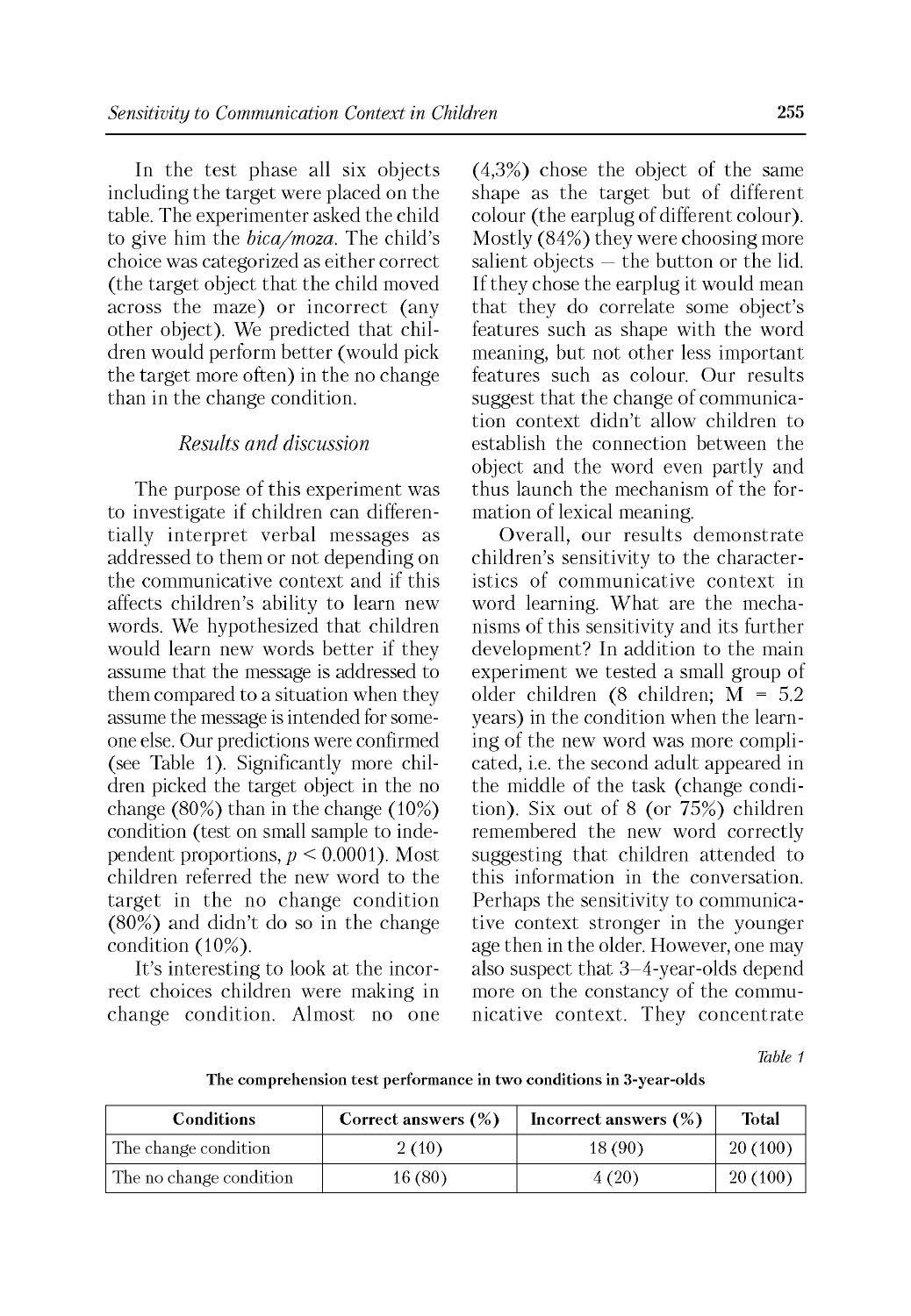In the test phase all six objects including the target were placed on the table. The experimenter asked the child to give him the *bica/moza*. The child's choice was categorized as either correct (the target object that the child moved across the maze) or incorrect (any other object). We predicted that children would perform better (would pick the target more often) in the no change than in the change condition.

### *Results and discussion*

The purpose of this experiment was to investigate if children can differentially interpret verbal messages as addressed to them or not depending on the communicative context and if this affects children's ability to learn new words. We hypothesized that children would learn new words better if they assume that the message is addressed to them compared to a situation when they assume the message is intended for someone else. Our predictions were confirmed (see Table 1). Significantly more children picked the target object in the no change (80%) than in the change (10%) condition (test on small sample to independent proportions, $p < 0.0001$). Most children referred the new word to the target in the no change condition (80%) and didn't do so in the change condition (10%).

It's interesting to look at the incorrect choices children were making in change condition. Almost no one (4,3%) chose the object of the same shape as the target but of different colour (the earplug of different colour). Mostly (84%) they were choosing more salient objects – the button or the lid. If they chose the earplug it would mean that they do correlate some object's features such as shape with the word meaning, but not other less important features such as colour. Our results suggest that the change of communication context didn't allow children to establish the connection between the object and the word even partly and thus launch the mechanism of the formation of lexical meaning.

Overall, our results demonstrate children's sensitivity to the characteristics of communicative context in word learning. What are the mechanisms of this sensitivity and its further development? In addition to the main experiment we tested a small group of older children (8 children; M = 5.2 years) in the condition when the learning of the new word was more complicated, i.e. the second adult appeared in the middle of the task (change condition). Six out of 8 (or 75%) children remembered the new word correctly suggesting that children attended to this information in the conversation. Perhaps the sensitivity to communicative context stronger in the younger age then in the older. However, one may also suspect that 3–4-year-olds depend more on the constancy of the communicative context. They concentrate

*Table 1*

**The comprehension test performance in two conditions in 3-year-olds**

| Conditions | Correct answers (%) | Incorrect answers (%) | Total |
|---|---|---|---|
| The change condition | 2 (10) | 18 (90) | 20 (100) |
| The no change condition | 16 (80) | 4 (20) | 20 (100) |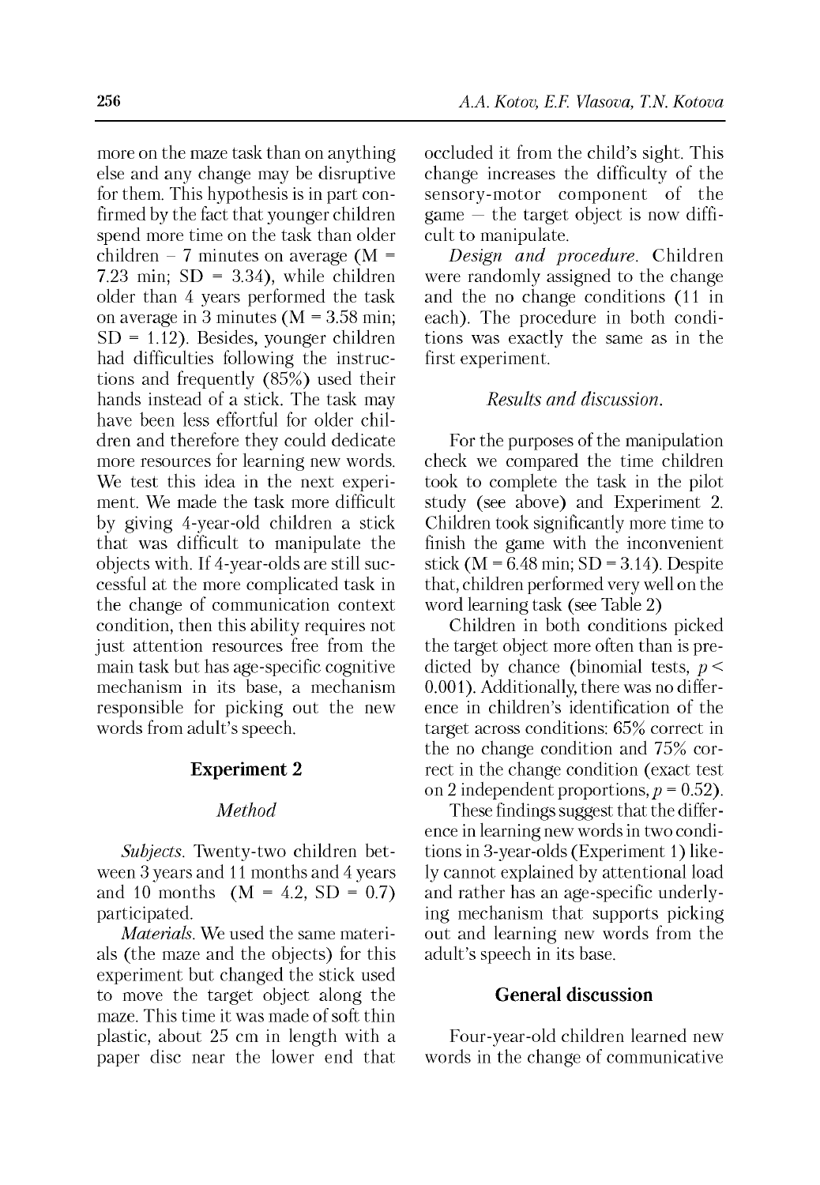more on the maze task than on anything else and any change may be disruptive for them. This hypothesis is in part confirmed by the fact that younger children spend more time on the task than older children – 7 minutes on average (M = 7.23 min; SD = 3.34), while children older than 4 years performed the task on average in 3 minutes (M = 3.58 min; SD = 1.12). Besides, younger children had difficulties following the instructions and frequently (85%) used their hands instead of a stick. The task may have been less effortful for older children and therefore they could dedicate more resources for learning new words. We test this idea in the next experiment. We made the task more difficult by giving 4-year-old children a stick that was difficult to manipulate the objects with. If 4-year-olds are still successful at the more complicated task in the change of communication context condition, then this ability requires not just attention resources free from the main task but has age-specific cognitive mechanism in its base, a mechanism responsible for picking out the new words from adult's speech.

## Experiment 2

### *Method*

*Subjects.* Twenty-two children between 3 years and 11 months and 4 years and 10 months (M = 4.2, SD = 0.7) participated.

*Materials.* We used the same materials (the maze and the objects) for this experiment but changed the stick used to move the target object along the maze. This time it was made of soft thin plastic, about 25 cm in length with a paper disc near the lower end that occluded it from the child's sight. This change increases the difficulty of the sensory-motor component of the game – the target object is now difficult to manipulate.

*Design and procedure.* Children were randomly assigned to the change and the no change conditions (11 in each). The procedure in both conditions was exactly the same as in the first experiment.

### *Results and discussion.*

For the purposes of the manipulation check we compared the time children took to complete the task in the pilot study (see above) and Experiment 2. Children took significantly more time to finish the game with the inconvenient stick (M = 6.48 min; SD = 3.14). Despite that, children performed very well on the word learning task (see Table 2)

Children in both conditions picked the target object more often than is predicted by chance (binomial tests, $p < 0.001$). Additionally, there was no difference in children's identification of the target across conditions: 65% correct in the no change condition and 75% correct in the change condition (exact test on 2 independent proportions, $p = 0.52$).

These findings suggest that the difference in learning new words in two conditions in 3-year-olds (Experiment 1) likely cannot explained by attentional load and rather has an age-specific underlying mechanism that supports picking out and learning new words from the adult's speech in its base.

## General discussion

Four-year-old children learned new words in the change of communicative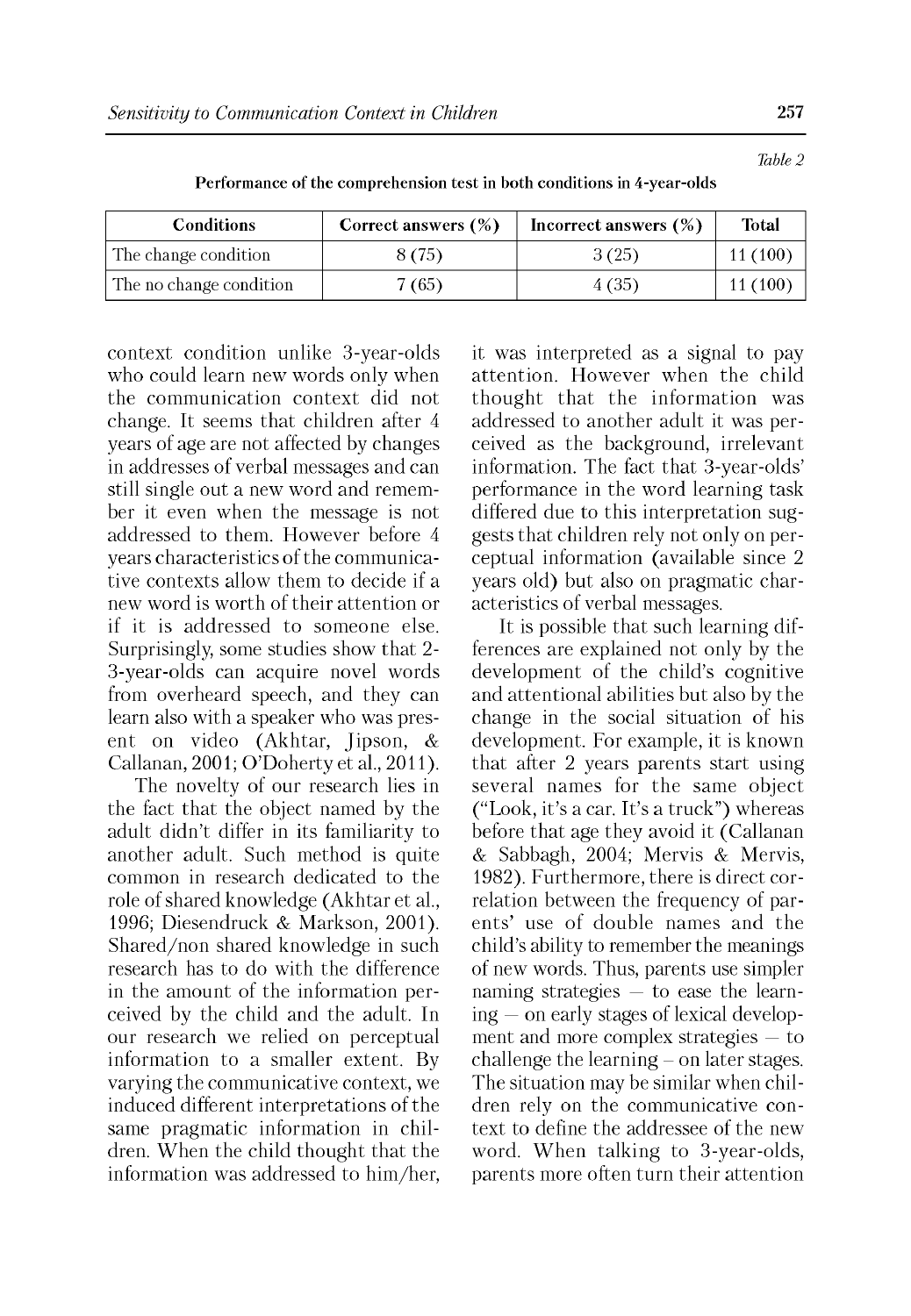*Table 2*

**Performance of the comprehension test in both conditions in 4-year-olds**

| Conditions | Correct answers (%) | Incorrect answers (%) | Total |
|---|---|---|---|
| The change condition | 8 (75) | 3 (25) | 11 (100) |
| The no change condition | 7 (65) | 4 (35) | 11 (100) |

context condition unlike 3-year-olds who could learn new words only when the communication context did not change. It seems that children after 4 years of age are not affected by changes in addresses of verbal messages and can still single out a new word and remember it even when the message is not addressed to them. However before 4 years characteristics of the communicative contexts allow them to decide if a new word is worth of their attention or if it is addressed to someone else. Surprisingly, some studies show that 2-3-year-olds can acquire novel words from overheard speech, and they can learn also with a speaker who was present on video (Akhtar, Jipson, & Callanan, 2001; O'Doherty et al., 2011).

The novelty of our research lies in the fact that the object named by the adult didn't differ in its familiarity to another adult. Such method is quite common in research dedicated to the role of shared knowledge (Akhtar et al., 1996; Diesendruck & Markson, 2001). Shared/non shared knowledge in such research has to do with the difference in the amount of the information perceived by the child and the adult. In our research we relied on perceptual information to a smaller extent. By varying the communicative context, we induced different interpretations of the same pragmatic information in children. When the child thought that the information was addressed to him/her, it was interpreted as a signal to pay attention. However when the child thought that the information was addressed to another adult it was perceived as the background, irrelevant information. The fact that 3-year-olds' performance in the word learning task differed due to this interpretation suggests that children rely not only on perceptual information (available since 2 years old) but also on pragmatic characteristics of verbal messages.

It is possible that such learning differences are explained not only by the development of the child's cognitive and attentional abilities but also by the change in the social situation of his development. For example, it is known that after 2 years parents start using several names for the same object ("Look, it's a car. It's a truck") whereas before that age they avoid it (Callanan & Sabbagh, 2004; Mervis & Mervis, 1982). Furthermore, there is direct correlation between the frequency of parents' use of double names and the child's ability to remember the meanings of new words. Thus, parents use simpler naming strategies – to ease the learning – on early stages of lexical development and more complex strategies – to challenge the learning – on later stages. The situation may be similar when children rely on the communicative context to define the addressee of the new word. When talking to 3-year-olds, parents more often turn their attention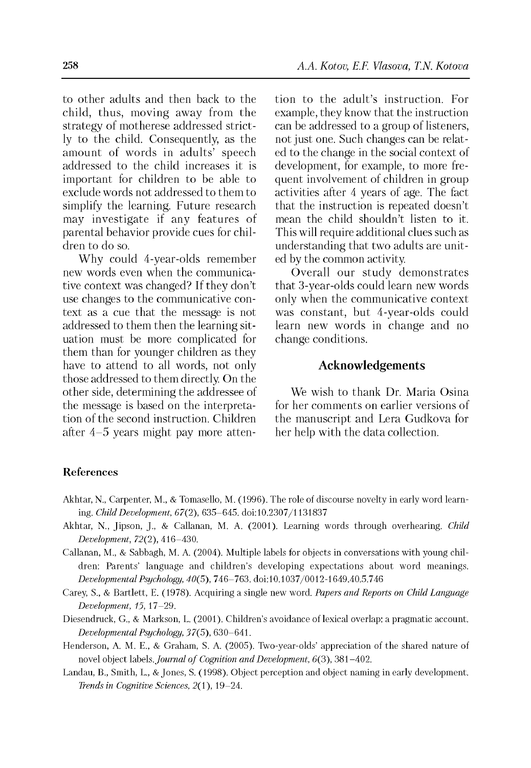to other adults and then back to the child, thus, moving away from the strategy of motherese addressed strictly to the child. Consequently, as the amount of words in adults' speech addressed to the child increases it is important for children to be able to exclude words not addressed to them to simplify the learning. Future research may investigate if any features of parental behavior provide cues for children to do so.

Why could 4-year-olds remember new words even when the communicative context was changed? If they don't use changes to the communicative context as a cue that the message is not addressed to them then the learning situation must be more complicated for them than for younger children as they have to attend to all words, not only those addressed to them directly. On the other side, determining the addressee of the message is based on the interpretation of the second instruction. Children after 4–5 years might pay more attention to the adult's instruction. For example, they know that the instruction can be addressed to a group of listeners, not just one. Such changes can be related to the change in the social context of development, for example, to more frequent involvement of children in group activities after 4 years of age. The fact that the instruction is repeated doesn't mean the child shouldn't listen to it. This will require additional clues such as understanding that two adults are united by the common activity.

Overall our study demonstrates that 3-year-olds could learn new words only when the communicative context was constant, but 4-year-olds could learn new words in change and no change conditions.

## Acknowledgements

We wish to thank Dr. Maria Osina for her comments on earlier versions of the manuscript and Lera Gudkova for her help with the data collection.

### References

Akhtar, N., Carpenter, M., & Tomasello, M. (1996). The role of discourse novelty in early word learning. *Child Development, 67*(2), 635–645. doi:10.2307/1131837

Akhtar, N., Jipson, J., & Callanan, M. A. (2001). Learning words through overhearing. *Child Development, 72*(2), 416–430.

Callanan, M., & Sabbagh, M. A. (2004). Multiple labels for objects in conversations with young children: Parents' language and children's developing expectations about word meanings. *Developmental Psychology, 40*(5), 746–763. doi:10.1037/0012-1649.40.5.746

Carey, S., & Bartlett, E. (1978). Acquiring a single new word. *Papers and Reports on Child Language Development, 15,* 17–29.

Diesendruck, G., & Markson, L. (2001). Children's avoidance of lexical overlap: a pragmatic account. *Developmental Psychology, 37*(5), 630–641.

Henderson, A. M. E., & Graham, S. A. (2005). Two-year-olds' appreciation of the shared nature of novel object labels. *Journal of Cognition and Development, 6*(3), 381–402.

Landau, B., Smith, L., & Jones, S. (1998). Object perception and object naming in early development. *Trends in Cognitive Sciences, 2*(1), 19–24.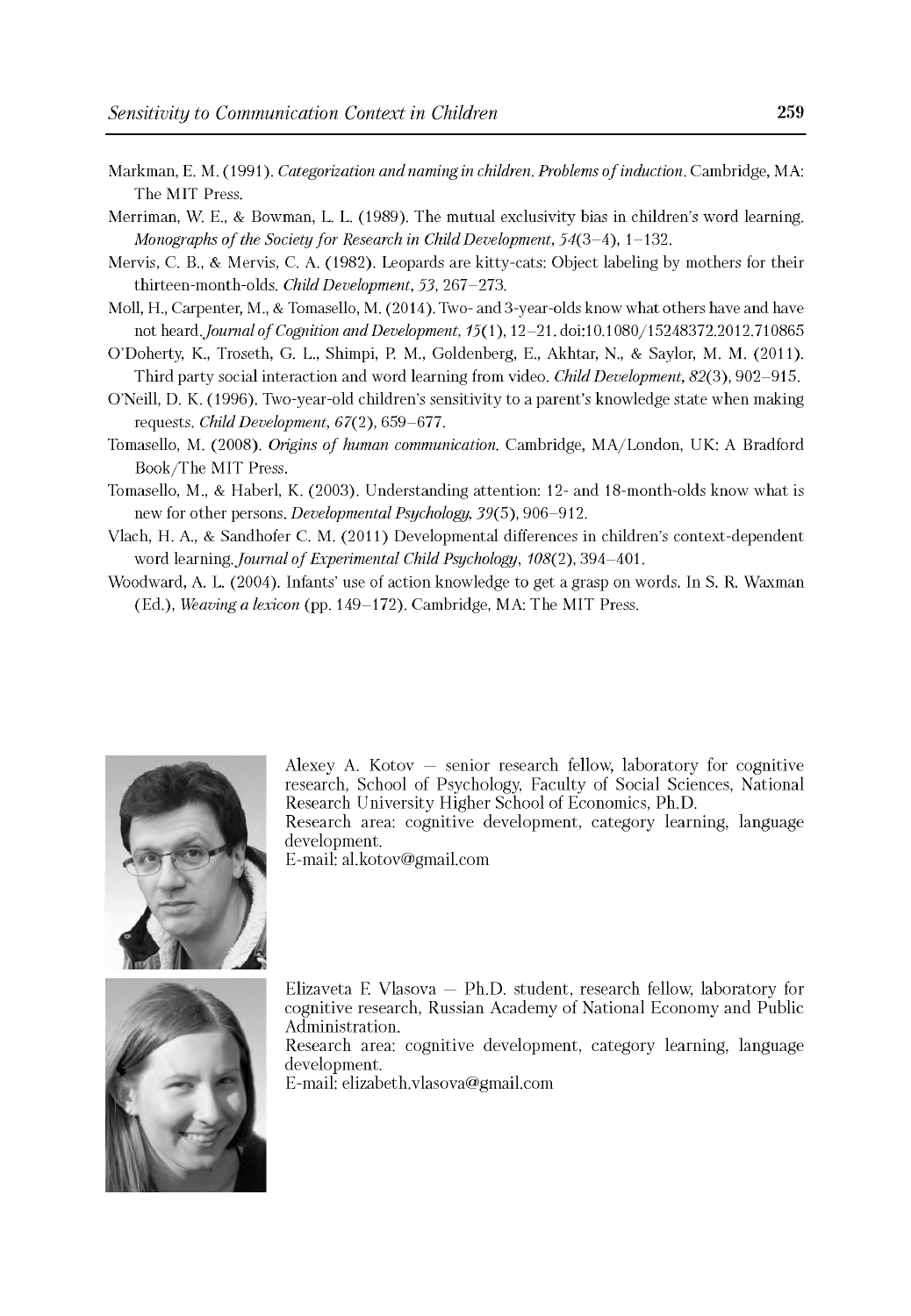Markman, E. M. (1991). *Categorization and naming in children. Problems of induction*. Cambridge, MA: The MIT Press.

Merriman, W. E., & Bowman, L. L. (1989). The mutual exclusivity bias in children's word learning. *Monographs of the Society for Research in Child Development, 54*(3–4), 1–132.

Mervis, C. B., & Mervis, C. A. (1982). Leopards are kitty-cats: Object labeling by mothers for their thirteen-month-olds. *Child Development, 53*, 267–273.

Moll, H., Carpenter, M., & Tomasello, M. (2014). Two- and 3-year-olds know what others have and have not heard. *Journal of Cognition and Development, 15*(1), 12–21. doi:10.1080/15248372.2012.710865

O'Doherty, K., Troseth, G. L., Shimpi, P. M., Goldenberg, E., Akhtar, N., & Saylor, M. M. (2011). Third party social interaction and word learning from video. *Child Development, 82*(3), 902–915.

O'Neill, D. K. (1996). Two-year-old children's sensitivity to a parent's knowledge state when making requests. *Child Development, 67*(2), 659–677.

Tomasello, M. (2008). *Origins of human communication*. Cambridge, MA/London, UK: A Bradford Book/The MIT Press.

Tomasello, M., & Haberl, K. (2003). Understanding attention: 12- and 18-month-olds know what is new for other persons. *Developmental Psychology, 39*(5), 906–912.

Vlach, H. A., & Sandhofer C. M. (2011) Developmental differences in children's context-dependent word learning. *Journal of Experimental Child Psychology, 108*(2), 394–401.

Woodward, A. L. (2004). Infants' use of action knowledge to get a grasp on words. In S. R. Waxman (Ed.), *Weaving a lexicon* (pp. 149–172). Cambridge, MA: The MIT Press.

Alexey A. Kotov — senior research fellow, laboratory for cognitive research, School of Psychology, Faculty of Social Sciences, National Research University Higher School of Economics, Ph.D.
Research area: cognitive development, category learning, language development.
E-mail: al.kotov@gmail.com

Elizaveta F. Vlasova — Ph.D. student, research fellow, laboratory for cognitive research, Russian Academy of National Economy and Public Administration.
Research area: cognitive development, category learning, language development.
E-mail: elizabeth.vlasova@gmail.com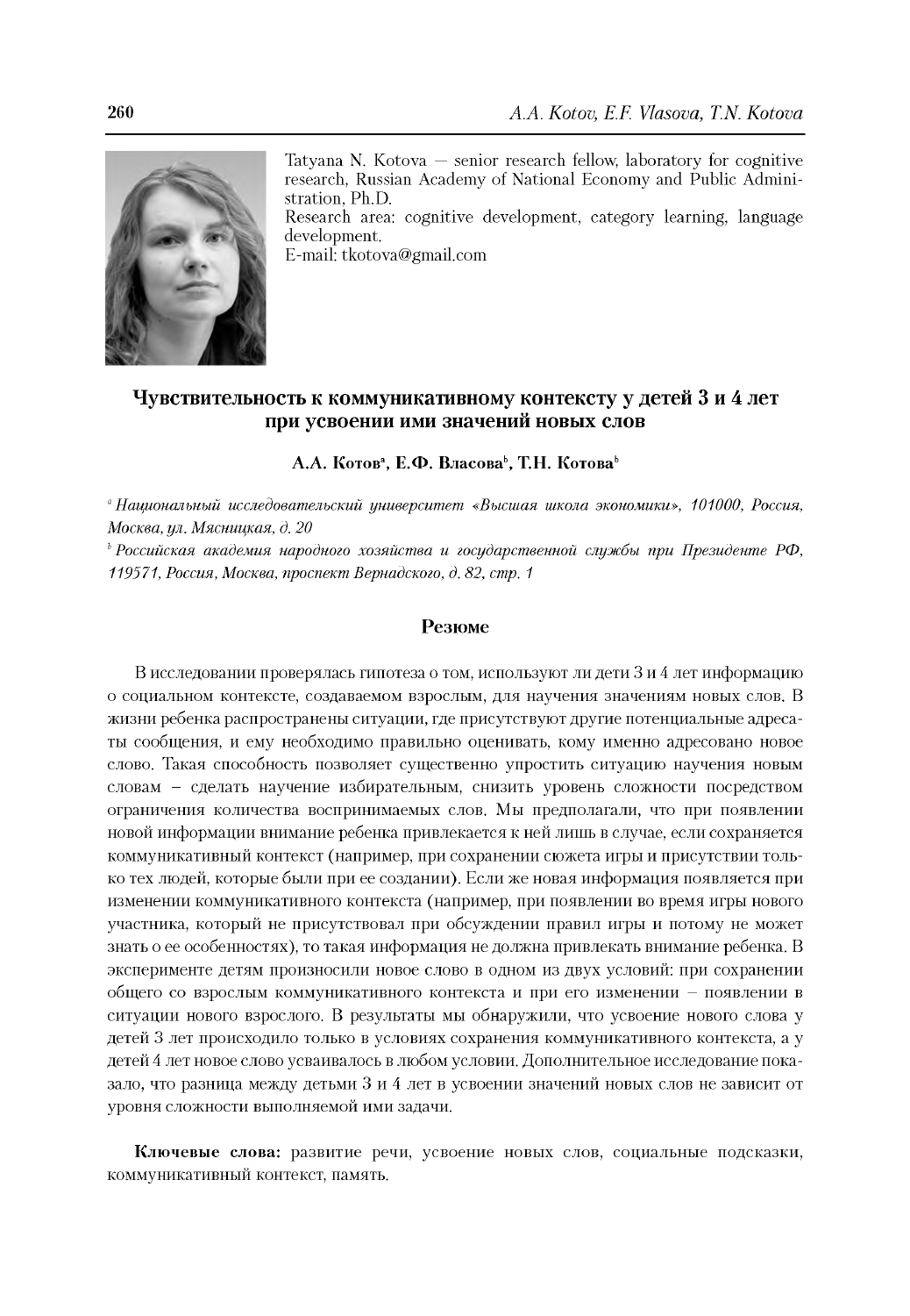Tatyana N. Kotova — senior research fellow, laboratory for cognitive research, Russian Academy of National Economy and Public Administration, Ph.D.
Research area: cognitive development, category learning, language development.
E-mail: tkotova@gmail.com

# Чувствительность к коммуникативному контексту у детей 3 и 4 лет при усвоении ими значений новых слов

**А.А. Котов[a], Е.Ф. Власова[b], Т.Н. Котова[b]**

[a] *Национальный исследовательский университет «Высшая школа экономики», 101000, Россия, Москва, ул. Мясницкая, д. 20*

[b] *Российская академия народного хозяйства и государственной службы при Президенте РФ, 119571, Россия, Москва, проспект Вернадского, д. 82, стр. 1*

## Резюме

В исследовании проверялась гипотеза о том, используют ли дети 3 и 4 лет информацию о социальном контексте, создаваемом взрослым, для научения значениям новых слов. В жизни ребенка распространены ситуации, где присутствуют другие потенциальные адресаты сообщения, и ему необходимо правильно оценивать, кому именно адресовано новое слово. Такая способность позволяет существенно упростить ситуацию научения новым словам – сделать научение избирательным, снизить уровень сложности посредством ограничения количества воспринимаемых слов. Мы предполагали, что при появлении новой информации внимание ребенка привлекается к ней лишь в случае, если сохраняется коммуникативный контекст (например, при сохранении сюжета игры и присутствии только тех людей, которые были при ее создании). Если же новая информация появляется при изменении коммуникативного контекста (например, при появлении во время игры нового участника, который не присутствовал при обсуждении правил игры и потому не может знать о ее особенностях), то такая информация не должна привлекать внимание ребенка. В эксперименте детям произносили новое слово в одном из двух условий: при сохранении общего со взрослым коммуникативного контекста и при его изменении – появлении в ситуации нового взрослого. В результаты мы обнаружили, что усвоение нового слова у детей 3 лет происходило только в условиях сохранения коммуникативного контекста, а у детей 4 лет новое слово усваивалось в любом условии. Дополнительное исследование показало, что разница между детьми 3 и 4 лет в усвоении значений новых слов не зависит от уровня сложности выполняемой ими задачи.

**Ключевые слова:** развитие речи, усвоение новых слов, социальные подсказки, коммуникативный контекст, память.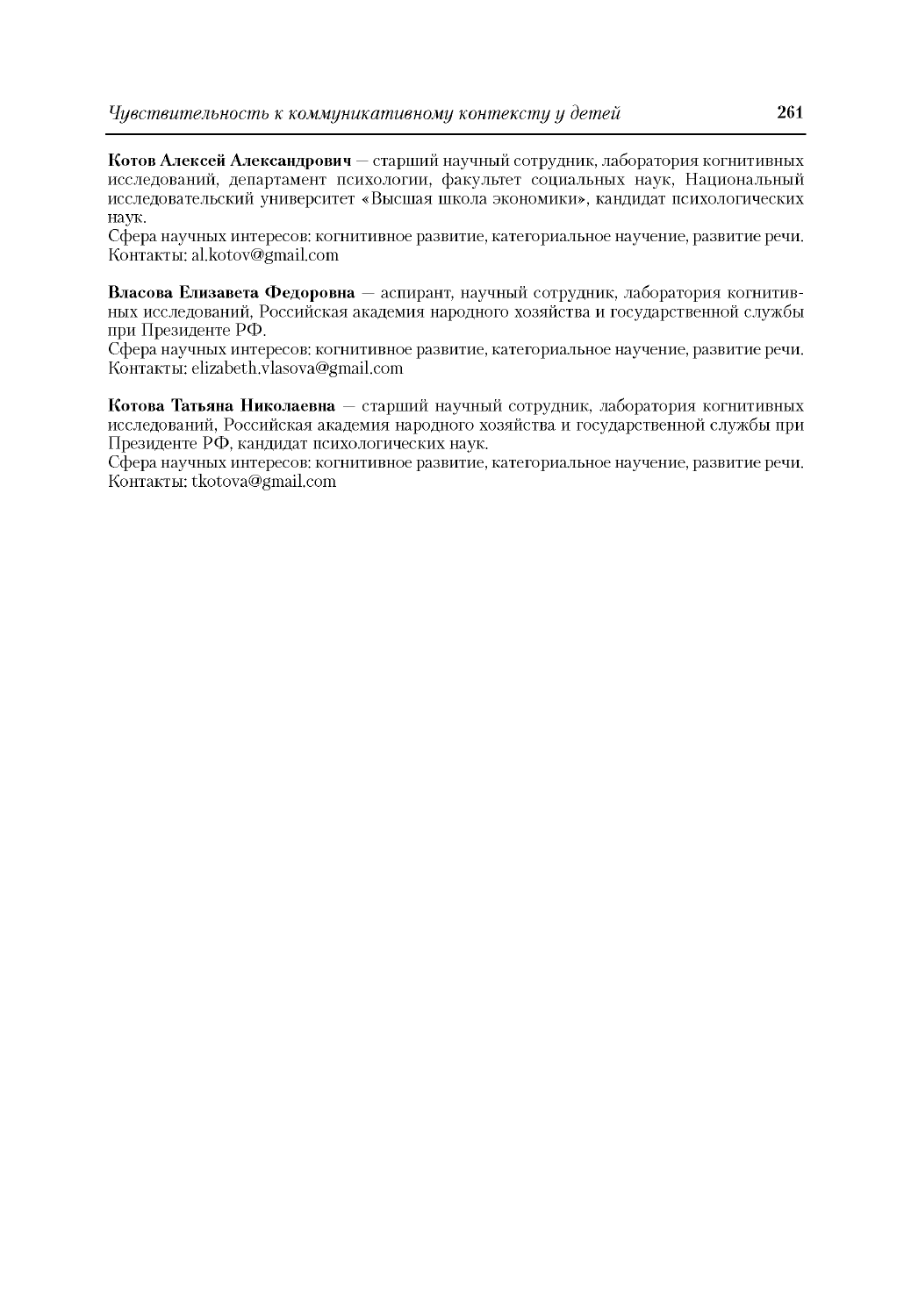**Котов Алексей Александрович** — старший научный сотрудник, лаборатория когнитивных исследований, департамент психологии, факультет социальных наук, Национальный исследовательский университет «Высшая школа экономики», кандидат психологических наук.
Сфера научных интересов: когнитивное развитие, категориальное научение, развитие речи.
Контакты: al.kotov@gmail.com

**Власова Елизавета Федоровна** — аспирант, научный сотрудник, лаборатория когнитивных исследований, Российская академия народного хозяйства и государственной службы при Президенте РФ.
Сфера научных интересов: когнитивное развитие, категориальное научение, развитие речи.
Контакты: elizabeth.vlasova@gmail.com

**Котова Татьяна Николаевна** — старший научный сотрудник, лаборатория когнитивных исследований, Российская академия народного хозяйства и государственной службы при Президенте РФ, кандидат психологических наук.
Сфера научных интересов: когнитивное развитие, категориальное научение, развитие речи.
Контакты: tkotova@gmail.com